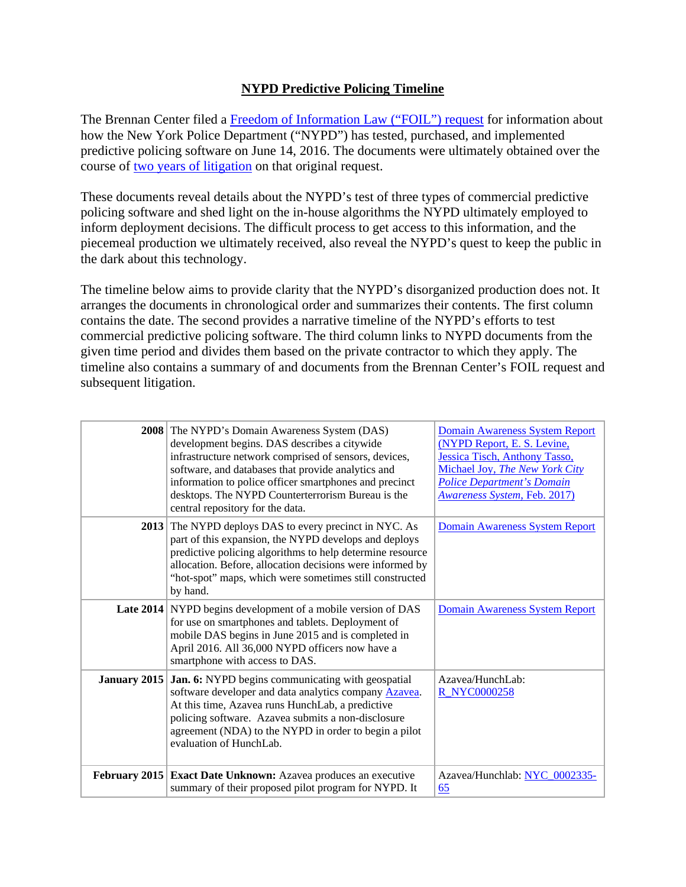# NYPD Predictive Policing Timeline

The Brennan Center filed a Freedom of Information Law ("FOIL") request for information about how the New York Police Department ("NYPD") has tested, purchased, and implemented predictive policing software on June 14, 2016. The documents were ultimately obtained over the course of two years of litigation on that original request.

These documents reveal details about the NYPD's test of three types of commercial predictive policing software and shed light on the in-house algorithms the NYPD ultimately employed to inform deployment decisions. The difficult process to get access to this information, and the piecemeal production we ultimately received, also reveal the NYPD's quest to keep the public in the dark about this technology.

The timeline below aims to provide clarity that the NYPD's disorganized production does not. It arranges the documents in chronological order and summarizes their contents. The first column contains the date. The second provides a narrative timeline of the NYPD's efforts to test commercial predictive policing software. The third column links to NYPD documents from the given time period and divides them based on the private contractor to which they apply. The timeline also contains a summary of and documents from the Brennan Center's FOIL request and subsequent litigation.

| | | |
|---|---|---|
| **2008** | The NYPD's Domain Awareness System (DAS) development begins. DAS describes a citywide infrastructure network comprised of sensors, devices, software, and databases that provide analytics and information to police officer smartphones and precinct desktops. The NYPD Counterterrorism Bureau is the central repository for the data. | Domain Awareness System Report (NYPD Report, E. S. Levine, Jessica Tisch, Anthony Tasso, Michael Joy, *The New York City Police Department's Domain Awareness System*, Feb. 2017) |
| **2013** | The NYPD deploys DAS to every precinct in NYC. As part of this expansion, the NYPD develops and deploys predictive policing algorithms to help determine resource allocation. Before, allocation decisions were informed by "hot-spot" maps, which were sometimes still constructed by hand. | Domain Awareness System Report |
| **Late 2014** | NYPD begins development of a mobile version of DAS for use on smartphones and tablets. Deployment of mobile DAS begins in June 2015 and is completed in April 2016. All 36,000 NYPD officers now have a smartphone with access to DAS. | Domain Awareness System Report |
| **January 2015** | **Jan. 6:** NYPD begins communicating with geospatial software developer and data analytics company Azavea. At this time, Azavea runs HunchLab, a predictive policing software. Azavea submits a non-disclosure agreement (NDA) to the NYPD in order to begin a pilot evaluation of HunchLab. | Azavea/HunchLab: R_NYC0000258 |
| **February 2015** | **Exact Date Unknown:** Azavea produces an executive summary of their proposed pilot program for NYPD. It | Azavea/Hunchlab: NYC_0002335-65 |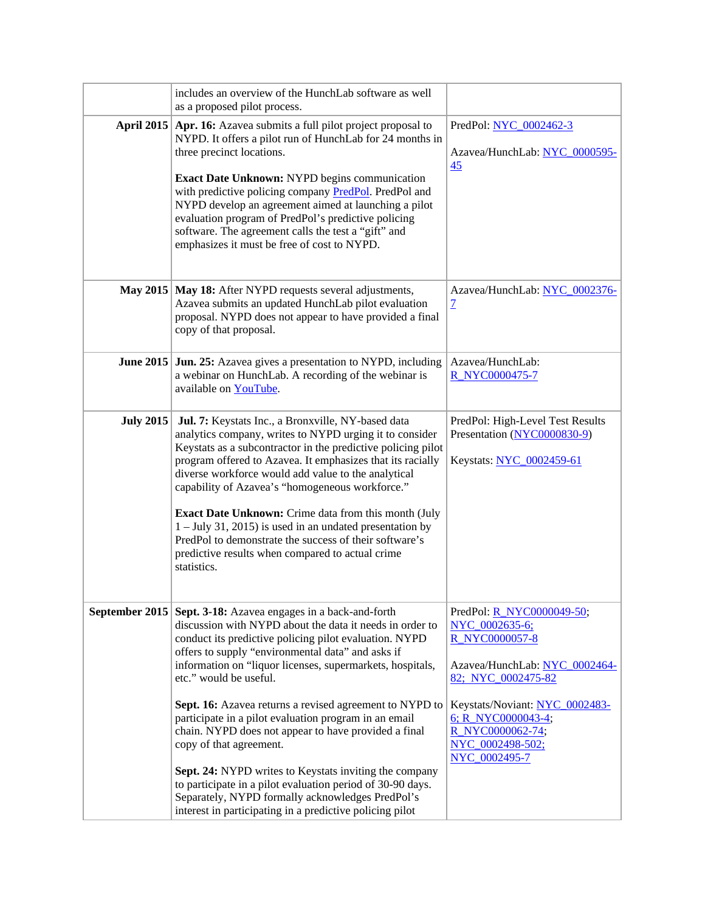| | | |
|---|---|---|
| | includes an overview of the HunchLab software as well as a proposed pilot process. | |
| **April 2015** | **Apr. 16:** Azavea submits a full pilot project proposal to NYPD. It offers a pilot run of HunchLab for 24 months in three precinct locations.<br><br>**Exact Date Unknown:** NYPD begins communication with predictive policing company PredPol. PredPol and NYPD develop an agreement aimed at launching a pilot evaluation program of PredPol's predictive policing software. The agreement calls the test a "gift" and emphasizes it must be free of cost to NYPD. | PredPol: NYC_0002462-3<br><br>Azavea/HunchLab: NYC_0000595-45 |
| **May 2015** | **May 18:** After NYPD requests several adjustments, Azavea submits an updated HunchLab pilot evaluation proposal. NYPD does not appear to have provided a final copy of that proposal. | Azavea/HunchLab: NYC_0002376-7 |
| **June 2015** | **Jun. 25:** Azavea gives a presentation to NYPD, including a webinar on HunchLab. A recording of the webinar is available on YouTube. | Azavea/HunchLab: R_NYC0000475-7 |
| **July 2015** | **Jul. 7:** Keystats Inc., a Bronxville, NY-based data analytics company, writes to NYPD urging it to consider Keystats as a subcontractor in the predictive policing pilot program offered to Azavea. It emphasizes that its racially diverse workforce would add value to the analytical capability of Azavea's "homogeneous workforce."<br><br>**Exact Date Unknown:** Crime data from this month (July 1 – July 31, 2015) is used in an undated presentation by PredPol to demonstrate the success of their software's predictive results when compared to actual crime statistics. | PredPol: High-Level Test Results Presentation (NYC0000830-9)<br><br>Keystats: NYC_0002459-61 |
| **September 2015** | **Sept. 3-18:** Azavea engages in a back-and-forth discussion with NYPD about the data it needs in order to conduct its predictive policing pilot evaluation. NYPD offers to supply "environmental data" and asks if information on "liquor licenses, supermarkets, hospitals, etc." would be useful.<br><br>**Sept. 16:** Azavea returns a revised agreement to NYPD to participate in a pilot evaluation program in an email chain. NYPD does not appear to have provided a final copy of that agreement.<br><br>**Sept. 24:** NYPD writes to Keystats inviting the company to participate in a pilot evaluation period of 30-90 days. Separately, NYPD formally acknowledges PredPol's interest in participating in a predictive policing pilot | PredPol: R_NYC0000049-50; NYC_0002635-6; R_NYC0000057-8<br><br>Azavea/HunchLab: NYC_0002464-82; NYC_0002475-82<br><br>Keystats/Noviant: NYC_0002483-6; R_NYC0000043-4; R_NYC0000062-74; NYC_0002498-502; NYC_0002495-7 |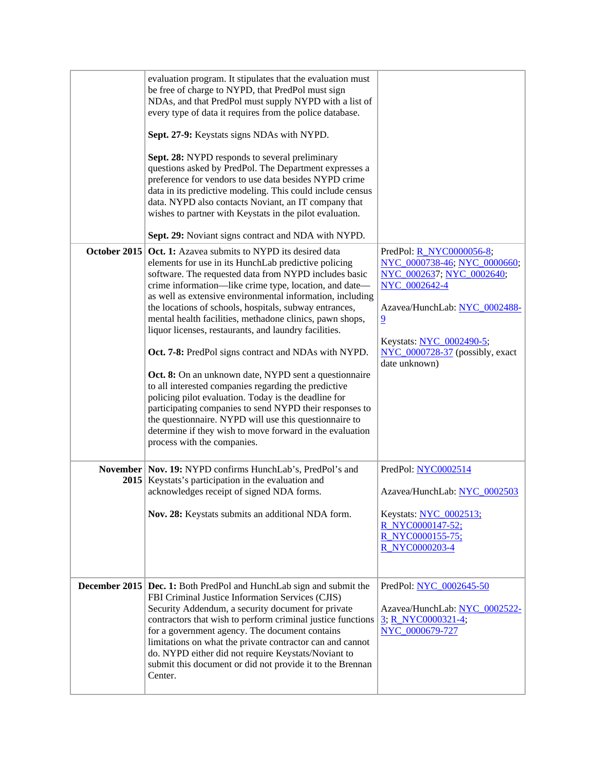| | | |
|---|---|---|
| | evaluation program. It stipulates that the evaluation must be free of charge to NYPD, that PredPol must sign NDAs, and that PredPol must supply NYPD with a list of every type of data it requires from the police database.<br><br>**Sept. 27-9:** Keystats signs NDAs with NYPD.<br><br>**Sept. 28:** NYPD responds to several preliminary questions asked by PredPol. The Department expresses a preference for vendors to use data besides NYPD crime data in its predictive modeling. This could include census data. NYPD also contacts Noviant, an IT company that wishes to partner with Keystats in the pilot evaluation.<br><br>**Sept. 29:** Noviant signs contract and NDA with NYPD. | |
| **October 2015** | **Oct. 1:** Azavea submits to NYPD its desired data elements for use in its HunchLab predictive policing software. The requested data from NYPD includes basic crime information—like crime type, location, and date—as well as extensive environmental information, including the locations of schools, hospitals, subway entrances, mental health facilities, methadone clinics, pawn shops, liquor licenses, restaurants, and laundry facilities.<br><br>**Oct. 7-8:** PredPol signs contract and NDAs with NYPD.<br><br>**Oct. 8:** On an unknown date, NYPD sent a questionnaire to all interested companies regarding the predictive policing pilot evaluation. Today is the deadline for participating companies to send NYPD their responses to the questionnaire. NYPD will use this questionnaire to determine if they wish to move forward in the evaluation process with the companies. | PredPol: R_NYC0000056-8; NYC_0000738-46; NYC_0000660; NYC_0002637; NYC_0002640; NYC_0002642-4<br><br>Azavea/HunchLab: NYC_0002488-9<br><br>Keystats: NYC_0002490-5; NYC_0000728-37 (possibly, exact date unknown) |
| **November 2015** | **Nov. 19:** NYPD confirms HunchLab's, PredPol's and Keystats's participation in the evaluation and acknowledges receipt of signed NDA forms.<br><br>**Nov. 28:** Keystats submits an additional NDA form. | PredPol: NYC0002514<br><br>Azavea/HunchLab: NYC_0002503<br><br>Keystats: NYC_0002513; R_NYC0000147-52; R_NYC0000155-75; R_NYC0000203-4 |
| **December 2015** | **Dec. 1:** Both PredPol and HunchLab sign and submit the FBI Criminal Justice Information Services (CJIS) Security Addendum, a security document for private contractors that wish to perform criminal justice functions for a government agency. The document contains limitations on what the private contractor can and cannot do. NYPD either did not require Keystats/Noviant to submit this document or did not provide it to the Brennan Center. | PredPol: NYC_0002645-50<br><br>Azavea/HunchLab: NYC_0002522-3; R_NYC0000321-4; NYC_0000679-727 |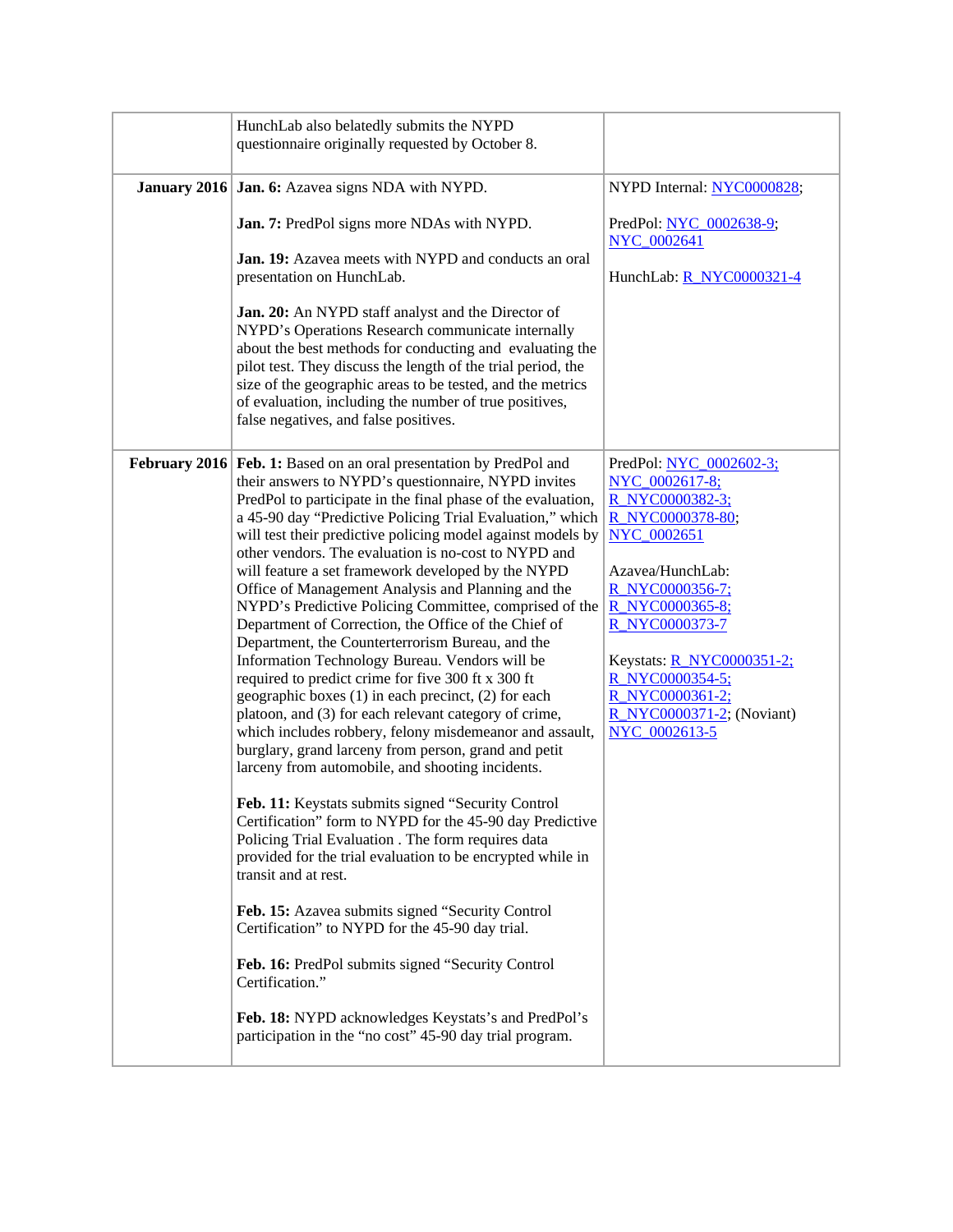|  |  |  |
|---|---|---|
|  | HunchLab also belatedly submits the NYPD questionnaire originally requested by October 8. |  |
| **January 2016** | **Jan. 6:** Azavea signs NDA with NYPD.<br><br>**Jan. 7:** PredPol signs more NDAs with NYPD.<br><br>**Jan. 19:** Azavea meets with NYPD and conducts an oral presentation on HunchLab.<br><br>**Jan. 20:** An NYPD staff analyst and the Director of NYPD's Operations Research communicate internally about the best methods for conducting and evaluating the pilot test. They discuss the length of the trial period, the size of the geographic areas to be tested, and the metrics of evaluation, including the number of true positives, false negatives, and false positives. | NYPD Internal: NYC0000828;<br><br>PredPol: NYC_0002638-9; NYC_0002641<br><br>HunchLab: R_NYC0000321-4 |
| **February 2016** | **Feb. 1:** Based on an oral presentation by PredPol and their answers to NYPD's questionnaire, NYPD invites PredPol to participate in the final phase of the evaluation, a 45-90 day "Predictive Policing Trial Evaluation," which will test their predictive policing model against models by other vendors. The evaluation is no-cost to NYPD and will feature a set framework developed by the NYPD Office of Management Analysis and Planning and the NYPD's Predictive Policing Committee, comprised of the Department of Correction, the Office of the Chief of Department, the Counterterrorism Bureau, and the Information Technology Bureau. Vendors will be required to predict crime for five 300 ft x 300 ft geographic boxes (1) in each precinct, (2) for each platoon, and (3) for each relevant category of crime, which includes robbery, felony misdemeanor and assault, burglary, grand larceny from person, grand and petit larceny from automobile, and shooting incidents.<br><br>**Feb. 11:** Keystats submits signed "Security Control Certification" form to NYPD for the 45-90 day Predictive Policing Trial Evaluation . The form requires data provided for the trial evaluation to be encrypted while in transit and at rest.<br><br>**Feb. 15:** Azavea submits signed "Security Control Certification" to NYPD for the 45-90 day trial.<br><br>**Feb. 16:** PredPol submits signed "Security Control Certification."<br><br>**Feb. 18:** NYPD acknowledges Keystats's and PredPol's participation in the "no cost" 45-90 day trial program. | PredPol: NYC_0002602-3; NYC_0002617-8; R_NYC0000382-3; R_NYC0000378-80; NYC_0002651<br><br>Azavea/HunchLab: R_NYC0000356-7; R_NYC0000365-8; R_NYC0000373-7<br><br>Keystats: R_NYC0000351-2; R_NYC0000354-5; R_NYC0000361-2; R_NYC0000371-2; (Noviant) NYC_0002613-5 |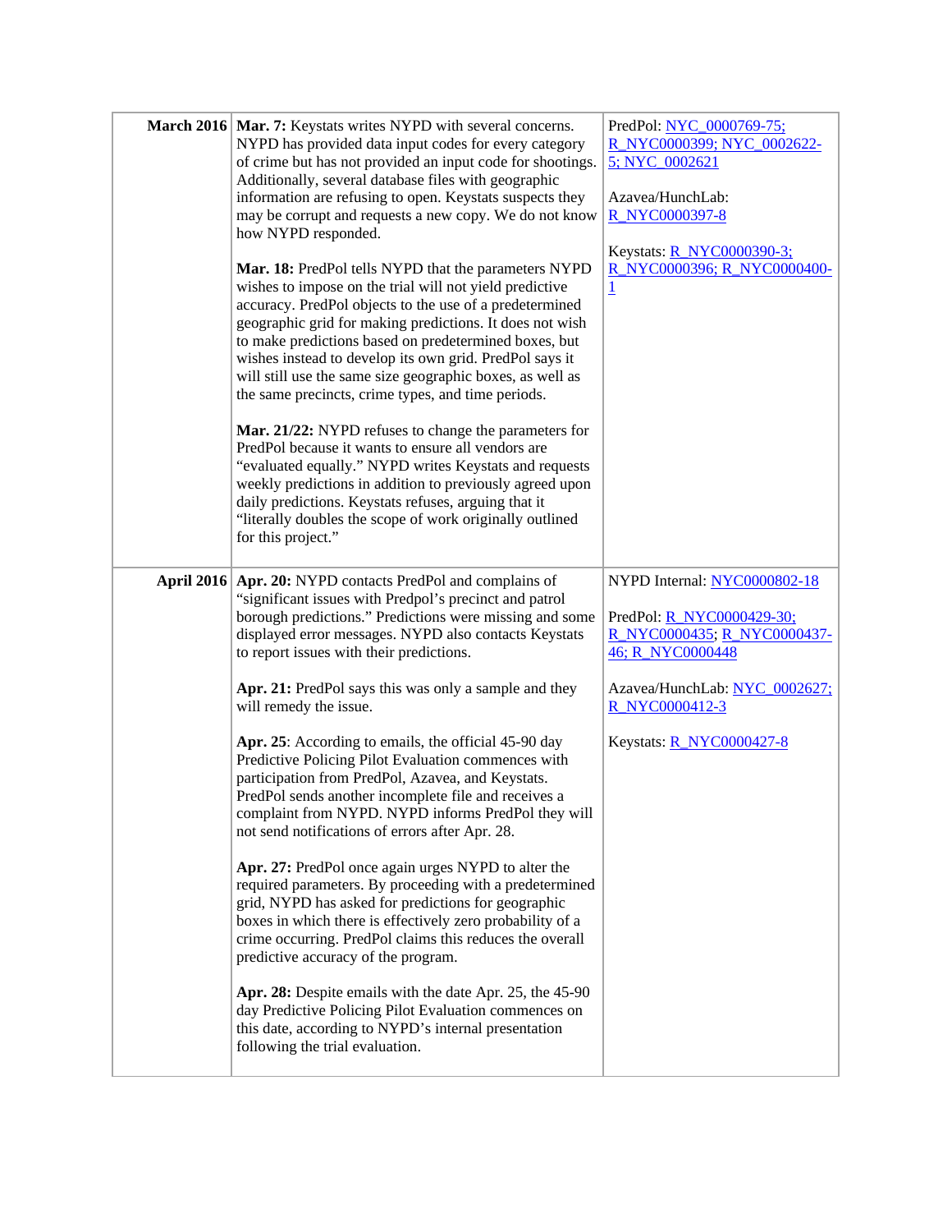| | | |
|---|---|---|
| **March 2016** | **Mar. 7:** Keystats writes NYPD with several concerns. NYPD has provided data input codes for every category of crime but has not provided an input code for shootings. Additionally, several database files with geographic information are refusing to open. Keystats suspects they may be corrupt and requests a new copy. We do not know how NYPD responded.<br><br>**Mar. 18:** PredPol tells NYPD that the parameters NYPD wishes to impose on the trial will not yield predictive accuracy. PredPol objects to the use of a predetermined geographic grid for making predictions. It does not wish to make predictions based on predetermined boxes, but wishes instead to develop its own grid. PredPol says it will still use the same size geographic boxes, as well as the same precincts, crime types, and time periods.<br><br>**Mar. 21/22:** NYPD refuses to change the parameters for PredPol because it wants to ensure all vendors are "evaluated equally." NYPD writes Keystats and requests weekly predictions in addition to previously agreed upon daily predictions. Keystats refuses, arguing that it "literally doubles the scope of work originally outlined for this project." | PredPol: NYC_0000769-75; R_NYC0000399; NYC_0002622-5; NYC_0002621<br><br>Azavea/HunchLab: R_NYC0000397-8<br><br>Keystats: R_NYC0000390-3; R_NYC0000396; R_NYC0000400-1 |
| **April 2016** | **Apr. 20:** NYPD contacts PredPol and complains of "significant issues with Predpol's precinct and patrol borough predictions." Predictions were missing and some displayed error messages. NYPD also contacts Keystats to report issues with their predictions.<br><br>**Apr. 21:** PredPol says this was only a sample and they will remedy the issue.<br><br>**Apr. 25**: According to emails, the official 45-90 day Predictive Policing Pilot Evaluation commences with participation from PredPol, Azavea, and Keystats. PredPol sends another incomplete file and receives a complaint from NYPD. NYPD informs PredPol they will not send notifications of errors after Apr. 28.<br><br>**Apr. 27:** PredPol once again urges NYPD to alter the required parameters. By proceeding with a predetermined grid, NYPD has asked for predictions for geographic boxes in which there is effectively zero probability of a crime occurring. PredPol claims this reduces the overall predictive accuracy of the program.<br><br>**Apr. 28:** Despite emails with the date Apr. 25, the 45-90 day Predictive Policing Pilot Evaluation commences on this date, according to NYPD's internal presentation following the trial evaluation. | NYPD Internal: NYC0000802-18<br><br>PredPol: R_NYC0000429-30; R_NYC0000435; R_NYC0000437-46; R_NYC0000448<br><br>Azavea/HunchLab: NYC_0002627; R_NYC0000412-3<br><br>Keystats: R_NYC0000427-8 |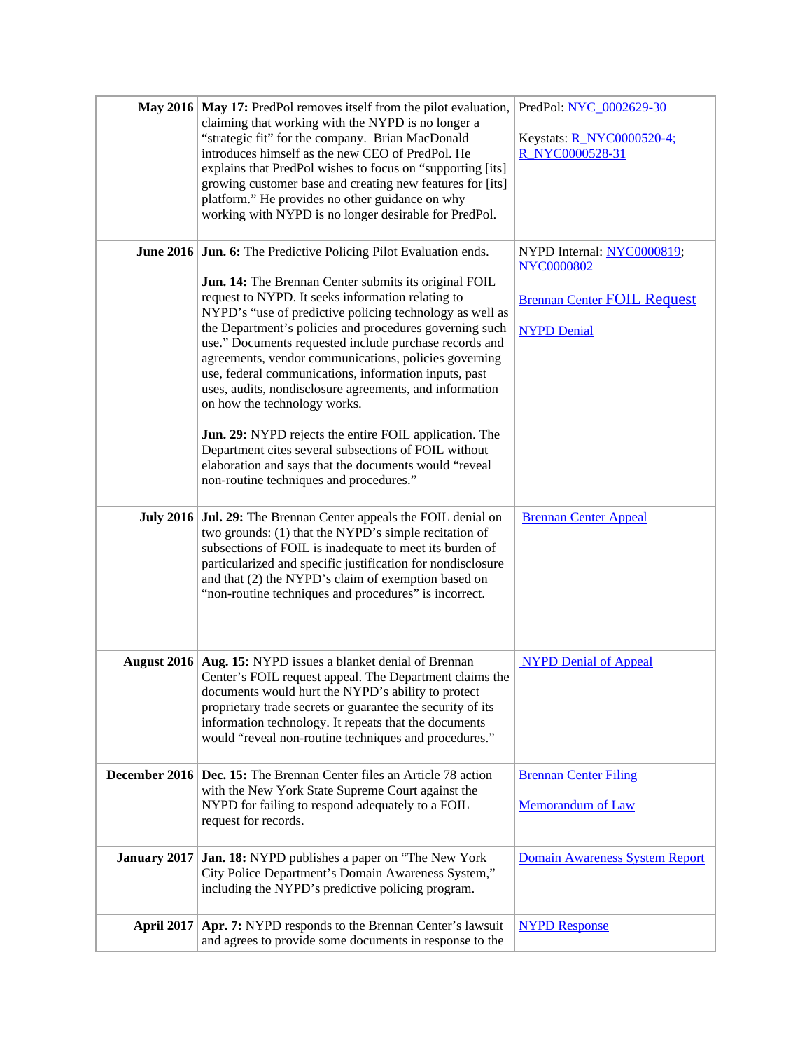| | | |
|---|---|---|
| **May 2016** | **May 17:** PredPol removes itself from the pilot evaluation, claiming that working with the NYPD is no longer a "strategic fit" for the company. Brian MacDonald introduces himself as the new CEO of PredPol. He explains that PredPol wishes to focus on "supporting [its] growing customer base and creating new features for [its] platform." He provides no other guidance on why working with NYPD is no longer desirable for PredPol. | PredPol: NYC_0002629-30<br><br>Keystats: R_NYC0000520-4; R_NYC0000528-31 |
| **June 2016** | **Jun. 6:** The Predictive Policing Pilot Evaluation ends.<br><br>**Jun. 14:** The Brennan Center submits its original FOIL request to NYPD. It seeks information relating to NYPD's "use of predictive policing technology as well as the Department's policies and procedures governing such use." Documents requested include purchase records and agreements, vendor communications, policies governing use, federal communications, information inputs, past uses, audits, nondisclosure agreements, and information on how the technology works.<br><br>**Jun. 29:** NYPD rejects the entire FOIL application. The Department cites several subsections of FOIL without elaboration and says that the documents would "reveal non-routine techniques and procedures." | NYPD Internal: NYC0000819; NYC0000802<br><br>Brennan Center FOIL Request<br><br>NYPD Denial |
| **July 2016** | **Jul. 29:** The Brennan Center appeals the FOIL denial on two grounds: (1) that the NYPD's simple recitation of subsections of FOIL is inadequate to meet its burden of particularized and specific justification for nondisclosure and that (2) the NYPD's claim of exemption based on "non-routine techniques and procedures" is incorrect. | Brennan Center Appeal |
| **August 2016** | **Aug. 15:** NYPD issues a blanket denial of Brennan Center's FOIL request appeal. The Department claims the documents would hurt the NYPD's ability to protect proprietary trade secrets or guarantee the security of its information technology. It repeats that the documents would "reveal non-routine techniques and procedures." | NYPD Denial of Appeal |
| **December 2016** | **Dec. 15:** The Brennan Center files an Article 78 action with the New York State Supreme Court against the NYPD for failing to respond adequately to a FOIL request for records. | Brennan Center Filing<br><br>Memorandum of Law |
| **January 2017** | **Jan. 18:** NYPD publishes a paper on "The New York City Police Department's Domain Awareness System," including the NYPD's predictive policing program. | Domain Awareness System Report |
| **April 2017** | **Apr. 7:** NYPD responds to the Brennan Center's lawsuit and agrees to provide some documents in response to the | NYPD Response |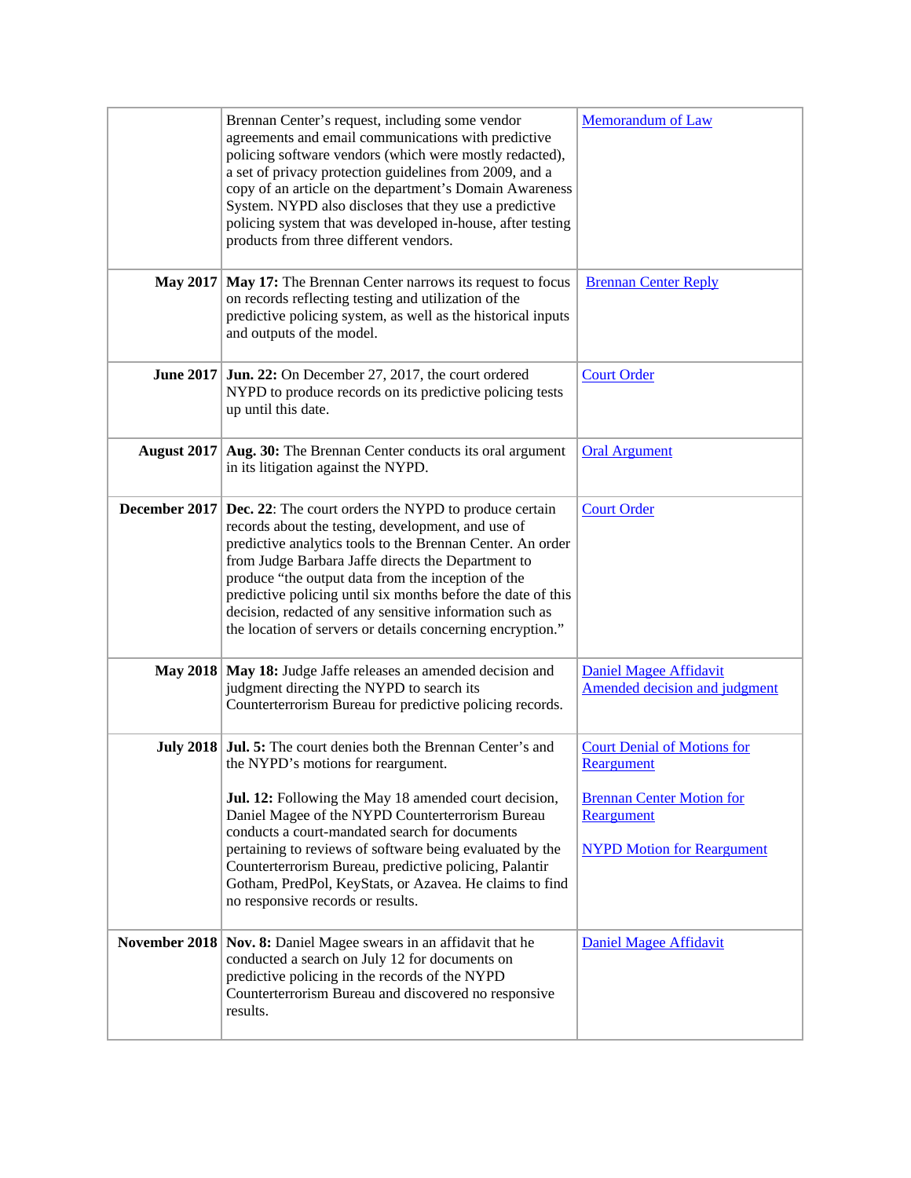| | | |
|---|---|---|
| | Brennan Center's request, including some vendor agreements and email communications with predictive policing software vendors (which were mostly redacted), a set of privacy protection guidelines from 2009, and a copy of an article on the department's Domain Awareness System. NYPD also discloses that they use a predictive policing system that was developed in-house, after testing products from three different vendors. | Memorandum of Law |
| **May 2017** | **May 17:** The Brennan Center narrows its request to focus on records reflecting testing and utilization of the predictive policing system, as well as the historical inputs and outputs of the model. | Brennan Center Reply |
| **June 2017** | **Jun. 22:** On December 27, 2017, the court ordered NYPD to produce records on its predictive policing tests up until this date. | Court Order |
| **August 2017** | **Aug. 30:** The Brennan Center conducts its oral argument in its litigation against the NYPD. | Oral Argument |
| **December 2017** | **Dec. 22**: The court orders the NYPD to produce certain records about the testing, development, and use of predictive analytics tools to the Brennan Center. An order from Judge Barbara Jaffe directs the Department to produce "the output data from the inception of the predictive policing until six months before the date of this decision, redacted of any sensitive information such as the location of servers or details concerning encryption." | Court Order |
| **May 2018** | **May 18:** Judge Jaffe releases an amended decision and judgment directing the NYPD to search its Counterterrorism Bureau for predictive policing records. | Daniel Magee Affidavit<br>Amended decision and judgment |
| **July 2018** | **Jul. 5:** The court denies both the Brennan Center's and the NYPD's motions for reargument.<br><br>**Jul. 12:** Following the May 18 amended court decision, Daniel Magee of the NYPD Counterterrorism Bureau conducts a court-mandated search for documents pertaining to reviews of software being evaluated by the Counterterrorism Bureau, predictive policing, Palantir Gotham, PredPol, KeyStats, or Azavea. He claims to find no responsive records or results. | Court Denial of Motions for Reargument<br><br>Brennan Center Motion for Reargument<br><br>NYPD Motion for Reargument |
| **November 2018** | **Nov. 8:** Daniel Magee swears in an affidavit that he conducted a search on July 12 for documents on predictive policing in the records of the NYPD Counterterrorism Bureau and discovered no responsive results. | Daniel Magee Affidavit |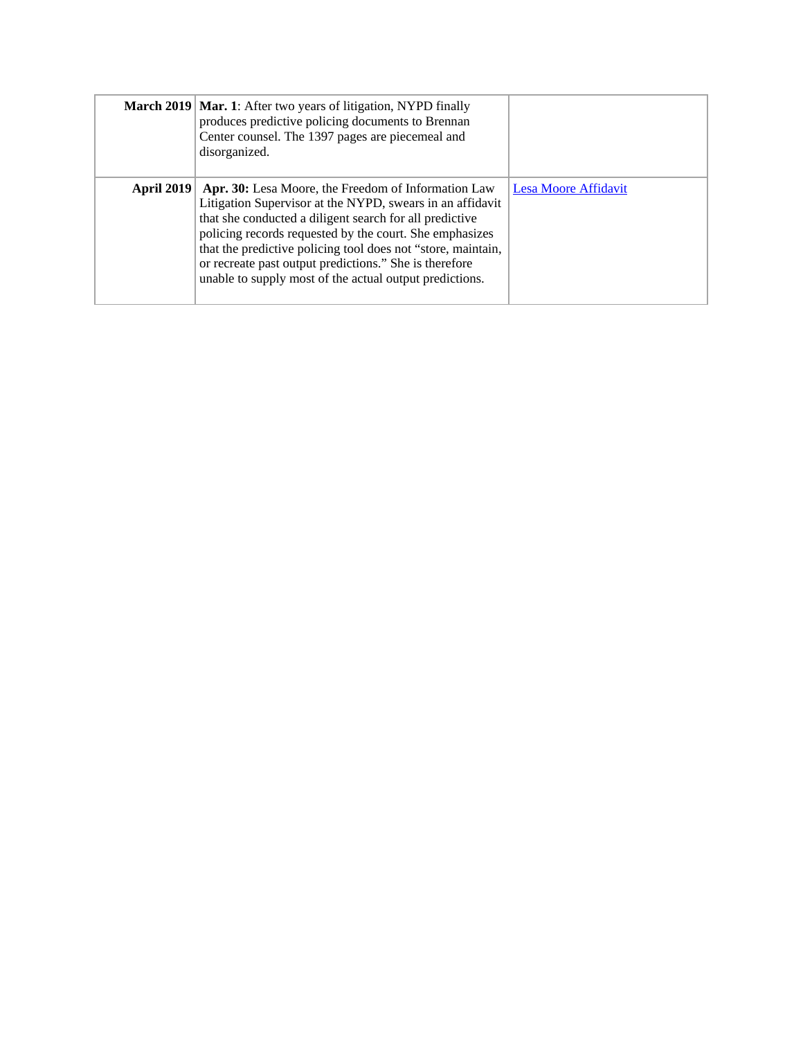| | | |
|---|---|---|
| **March 2019** | **Mar. 1**: After two years of litigation, NYPD finally produces predictive policing documents to Brennan Center counsel. The 1397 pages are piecemeal and disorganized. | |
| **April 2019** | **Apr. 30:** Lesa Moore, the Freedom of Information Law Litigation Supervisor at the NYPD, swears in an affidavit that she conducted a diligent search for all predictive policing records requested by the court. She emphasizes that the predictive policing tool does not "store, maintain, or recreate past output predictions." She is therefore unable to supply most of the actual output predictions. | Lesa Moore Affidavit |